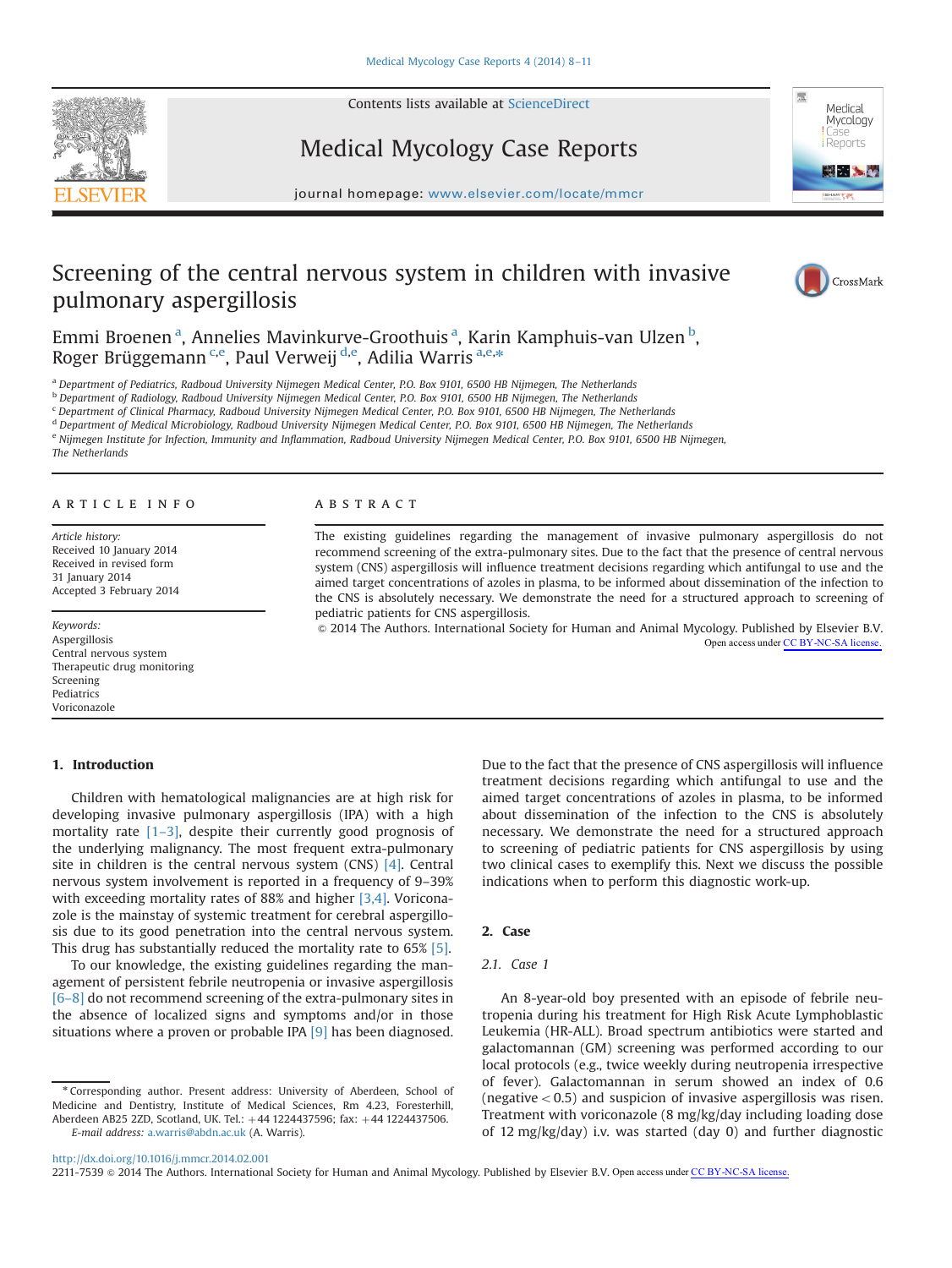# Screening of the central nervous system in children with invasive pulmonary aspergillosis

Emmi Broenen[a], Annelies Mavinkurve-Groothuis[a], Karin Kamphuis-van Ulzen[b], Roger Brüggemann[c,e], Paul Verweij[d,e], Adilia Warris[a,e,*]

[a] Department of Pediatrics, Radboud University Nijmegen Medical Center, P.O. Box 9101, 6500 HB Nijmegen, The Netherlands
[b] Department of Radiology, Radboud University Nijmegen Medical Center, P.O. Box 9101, 6500 HB Nijmegen, The Netherlands
[c] Department of Clinical Pharmacy, Radboud University Nijmegen Medical Center, P.O. Box 9101, 6500 HB Nijmegen, The Netherlands
[d] Department of Medical Microbiology, Radboud University Nijmegen Medical Center, P.O. Box 9101, 6500 HB Nijmegen, The Netherlands
[e] Nijmegen Institute for Infection, Immunity and Inflammation, Radboud University Nijmegen Medical Center, P.O. Box 9101, 6500 HB Nijmegen, The Netherlands

## ARTICLE INFO

*Article history:*
Received 10 January 2014
Received in revised form
31 January 2014
Accepted 3 February 2014

*Keywords:*
Aspergillosis
Central nervous system
Therapeutic drug monitoring
Screening
Pediatrics
Voriconazole

## ABSTRACT

The existing guidelines regarding the management of invasive pulmonary aspergillosis do not recommend screening of the extra-pulmonary sites. Due to the fact that the presence of central nervous system (CNS) aspergillosis will influence treatment decisions regarding which antifungal to use and the aimed target concentrations of azoles in plasma, to be informed about dissemination of the infection to the CNS is absolutely necessary. We demonstrate the need for a structured approach to screening of pediatric patients for CNS aspergillosis.

© 2014 The Authors. International Society for Human and Animal Mycology. Published by Elsevier B.V. Open access under CC BY-NC-SA license.

## 1. Introduction

Children with hematological malignancies are at high risk for developing invasive pulmonary aspergillosis (IPA) with a high mortality rate [1–3], despite their currently good prognosis of the underlying malignancy. The most frequent extra-pulmonary site in children is the central nervous system (CNS) [4]. Central nervous system involvement is reported in a frequency of 9–39% with exceeding mortality rates of 88% and higher [3,4]. Voriconazole is the mainstay of systemic treatment for cerebral aspergillosis due to its good penetration into the central nervous system. This drug has substantially reduced the mortality rate to 65% [5].

To our knowledge, the existing guidelines regarding the management of persistent febrile neutropenia or invasive aspergillosis [6–8] do not recommend screening of the extra-pulmonary sites in the absence of localized signs and symptoms and/or in those situations where a proven or probable IPA [9] has been diagnosed. Due to the fact that the presence of CNS aspergillosis will influence treatment decisions regarding which antifungal to use and the aimed target concentrations of azoles in plasma, to be informed about dissemination of the infection to the CNS is absolutely necessary. We demonstrate the need for a structured approach to screening of pediatric patients for CNS aspergillosis by using two clinical cases to exemplify this. Next we discuss the possible indications when to perform this diagnostic work-up.

## 2. Case

### 2.1. Case 1

An 8-year-old boy presented with an episode of febrile neutropenia during his treatment for High Risk Acute Lymphoblastic Leukemia (HR-ALL). Broad spectrum antibiotics were started and galactomannan (GM) screening was performed according to our local protocols (e.g., twice weekly during neutropenia irrespective of fever). Galactomannan in serum showed an index of 0.6 (negative < 0.5) and suspicion of invasive aspergillosis was risen. Treatment with voriconazole (8 mg/kg/day including loading dose of 12 mg/kg/day) i.v. was started (day 0) and further diagnostic

---

* Corresponding author. Present address: University of Aberdeen, School of Medicine and Dentistry, Institute of Medical Sciences, Rm 4.23, Foresterhill, Aberdeen AB25 2ZD, Scotland, UK. Tel.: +44 1224437596; fax: +44 1224437506.
E-mail address: a.warris@abdn.ac.uk (A. Warris).

http://dx.doi.org/10.1016/j.mmcr.2014.02.001
2211-7539 © 2014 The Authors. International Society for Human and Animal Mycology. Published by Elsevier B.V. Open access under CC BY-NC-SA license.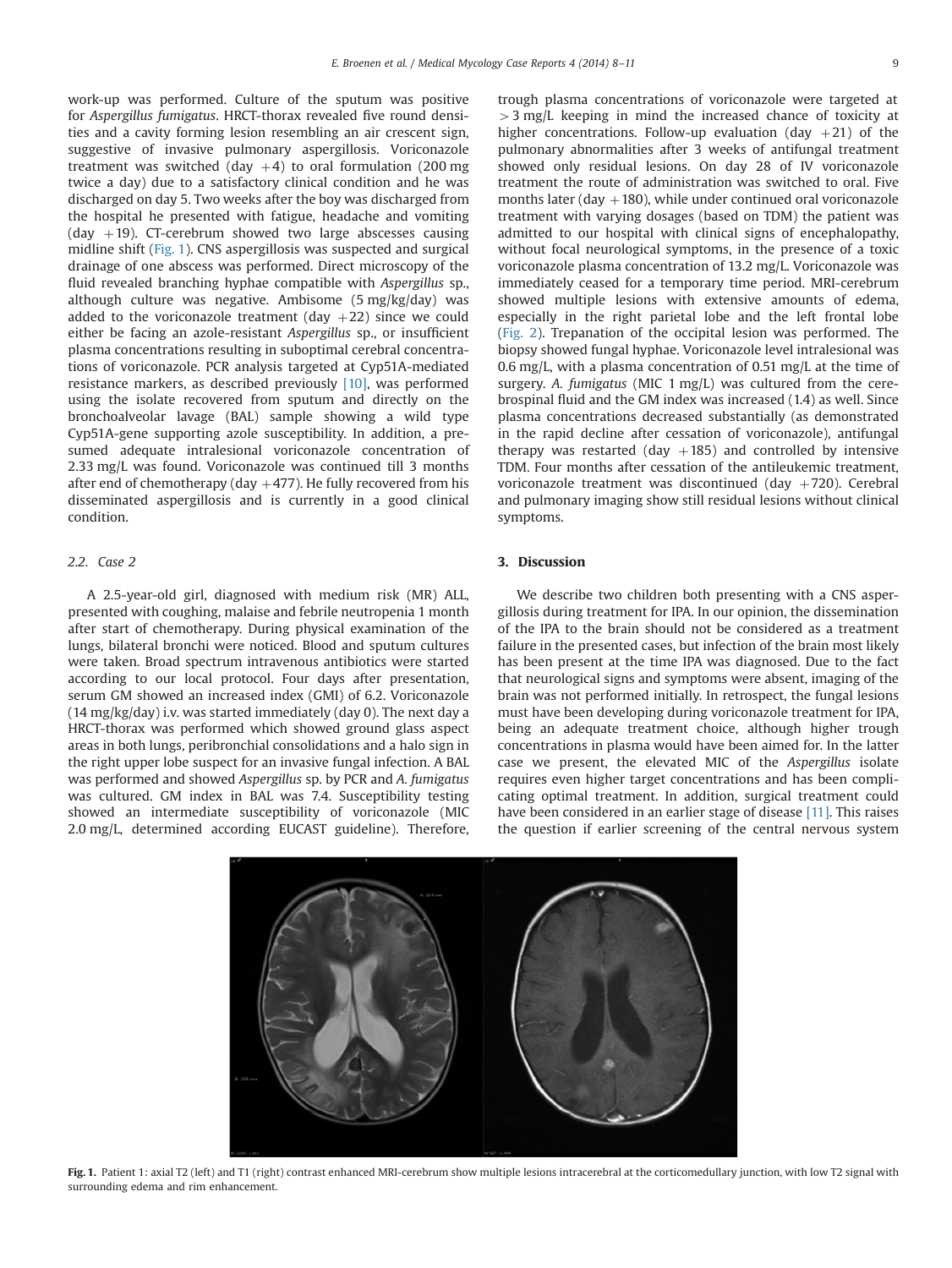work-up was performed. Culture of the sputum was positive for *Aspergillus fumigatus*. HRCT-thorax revealed five round densities and a cavity forming lesion resembling an air crescent sign, suggestive of invasive pulmonary aspergillosis. Voriconazole treatment was switched (day +4) to oral formulation (200 mg twice a day) due to a satisfactory clinical condition and he was discharged on day 5. Two weeks after the boy was discharged from the hospital he presented with fatigue, headache and vomiting (day +19). CT-cerebrum showed two large abscesses causing midline shift (Fig. 1). CNS aspergillosis was suspected and surgical drainage of one abscess was performed. Direct microscopy of the fluid revealed branching hyphae compatible with *Aspergillus* sp., although culture was negative. Ambisome (5 mg/kg/day) was added to the voriconazole treatment (day +22) since we could either be facing an azole-resistant *Aspergillus* sp., or insufficient plasma concentrations resulting in suboptimal cerebral concentrations of voriconazole. PCR analysis targeted at Cyp51A-mediated resistance markers, as described previously [10], was performed using the isolate recovered from sputum and directly on the bronchoalveolar lavage (BAL) sample showing a wild type Cyp51A-gene supporting azole susceptibility. In addition, a presumed adequate intralesional voriconazole concentration of 2.33 mg/L was found. Voriconazole was continued till 3 months after end of chemotherapy (day +477). He fully recovered from his disseminated aspergillosis and is currently in a good clinical condition.

### 2.2. Case 2

A 2.5-year-old girl, diagnosed with medium risk (MR) ALL, presented with coughing, malaise and febrile neutropenia 1 month after start of chemotherapy. During physical examination of the lungs, bilateral bronchi were noticed. Blood and sputum cultures were taken. Broad spectrum intravenous antibiotics were started according to our local protocol. Four days after presentation, serum GM showed an increased index (GMI) of 6.2. Voriconazole (14 mg/kg/day) i.v. was started immediately (day 0). The next day a HRCT-thorax was performed which showed ground glass aspect areas in both lungs, peribronchial consolidations and a halo sign in the right upper lobe suspect for an invasive fungal infection. A BAL was performed and showed *Aspergillus* sp. by PCR and *A. fumigatus* was cultured. GM index in BAL was 7.4. Susceptibility testing showed an intermediate susceptibility of voriconazole (MIC 2.0 mg/L, determined according EUCAST guideline). Therefore, trough plasma concentrations of voriconazole were targeted at >3 mg/L keeping in mind the increased chance of toxicity at higher concentrations. Follow-up evaluation (day +21) of the pulmonary abnormalities after 3 weeks of antifungal treatment showed only residual lesions. On day 28 of IV voriconazole treatment the route of administration was switched to oral. Five months later (day +180), while under continued oral voriconazole treatment with varying dosages (based on TDM) the patient was admitted to our hospital with clinical signs of encephalopathy, without focal neurological symptoms, in the presence of a toxic voriconazole plasma concentration of 13.2 mg/L. Voriconazole was immediately ceased for a temporary time period. MRI-cerebrum showed multiple lesions with extensive amounts of edema, especially in the right parietal lobe and the left frontal lobe (Fig. 2). Trepanation of the occipital lesion was performed. The biopsy showed fungal hyphae. Voriconazole level intralesional was 0.6 mg/L, with a plasma concentration of 0.51 mg/L at the time of surgery. *A. fumigatus* (MIC 1 mg/L) was cultured from the cerebrospinal fluid and the GM index was increased (1.4) as well. Since plasma concentrations decreased substantially (as demonstrated in the rapid decline after cessation of voriconazole), antifungal therapy was restarted (day +185) and controlled by intensive TDM. Four months after cessation of the antileukemic treatment, voriconazole treatment was discontinued (day +720). Cerebral and pulmonary imaging show still residual lesions without clinical symptoms.

## 3. Discussion

We describe two children both presenting with a CNS aspergillosis during treatment for IPA. In our opinion, the dissemination of the IPA to the brain should not be considered as a treatment failure in the presented cases, but infection of the brain most likely has been present at the time IPA was diagnosed. Due to the fact that neurological signs and symptoms were absent, imaging of the brain was not performed initially. In retrospect, the fungal lesions must have been developing during voriconazole treatment for IPA, being an adequate treatment choice, although higher trough concentrations in plasma would have been aimed for. In the latter case we present, the elevated MIC of the *Aspergillus* isolate requires even higher target concentrations and has been complicating optimal treatment. In addition, surgical treatment could have been considered in an earlier stage of disease [11]. This raises the question if earlier screening of the central nervous system

**Fig. 1.** Patient 1: axial T2 (left) and T1 (right) contrast enhanced MRI-cerebrum show multiple lesions intracerebral at the corticomedullary junction, with low T2 signal with surrounding edema and rim enhancement.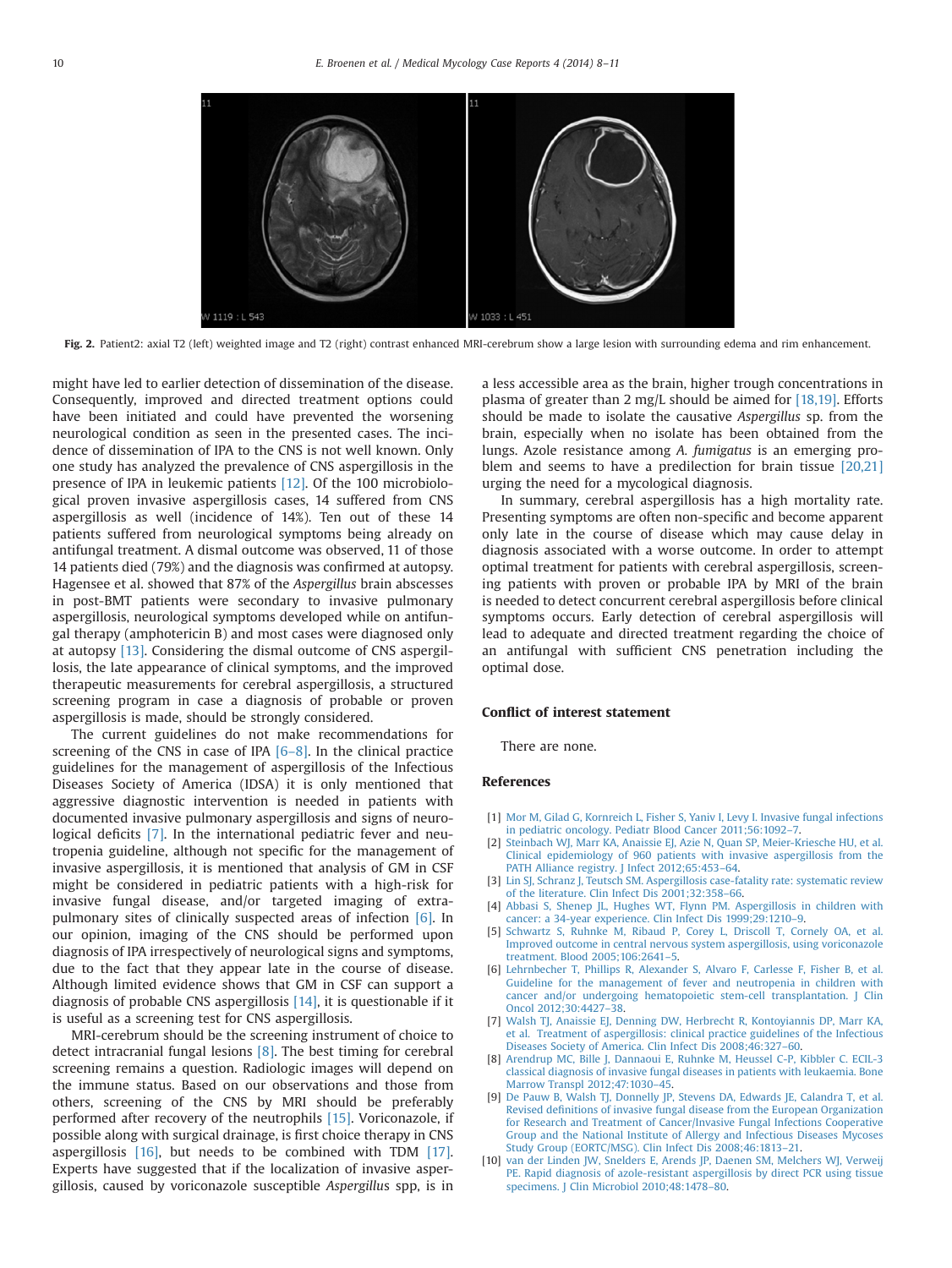**Fig. 2.** Patient2: axial T2 (left) weighted image and T2 (right) contrast enhanced MRI-cerebrum show a large lesion with surrounding edema and rim enhancement.

might have led to earlier detection of dissemination of the disease. Consequently, improved and directed treatment options could have been initiated and could have prevented the worsening neurological condition as seen in the presented cases. The incidence of dissemination of IPA to the CNS is not well known. Only one study has analyzed the prevalence of CNS aspergillosis in the presence of IPA in leukemic patients [12]. Of the 100 microbiological proven invasive aspergillosis cases, 14 suffered from CNS aspergillosis as well (incidence of 14%). Ten out of these 14 patients suffered from neurological symptoms being already on antifungal treatment. A dismal outcome was observed, 11 of those 14 patients died (79%) and the diagnosis was confirmed at autopsy. Hagensee et al. showed that 87% of the *Aspergillus* brain abscesses in post-BMT patients were secondary to invasive pulmonary aspergillosis, neurological symptoms developed while on antifungal therapy (amphotericin B) and most cases were diagnosed only at autopsy [13]. Considering the dismal outcome of CNS aspergillosis, the late appearance of clinical symptoms, and the improved therapeutic measurements for cerebral aspergillosis, a structured screening program in case a diagnosis of probable or proven aspergillosis is made, should be strongly considered.

The current guidelines do not make recommendations for screening of the CNS in case of IPA [6–8]. In the clinical practice guidelines for the management of aspergillosis of the Infectious Diseases Society of America (IDSA) it is only mentioned that aggressive diagnostic intervention is needed in patients with documented invasive pulmonary aspergillosis and signs of neurological deficits [7]. In the international pediatric fever and neutropenia guideline, although not specific for the management of invasive aspergillosis, it is mentioned that analysis of GM in CSF might be considered in pediatric patients with a high-risk for invasive fungal disease, and/or targeted imaging of extrapulmonary sites of clinically suspected areas of infection [6]. In our opinion, imaging of the CNS should be performed upon diagnosis of IPA irrespectively of neurological signs and symptoms, due to the fact that they appear late in the course of disease. Although limited evidence shows that GM in CSF can support a diagnosis of probable CNS aspergillosis [14], it is questionable if it is useful as a screening test for CNS aspergillosis.

MRI-cerebrum should be the screening instrument of choice to detect intracranial fungal lesions [8]. The best timing for cerebral screening remains a question. Radiologic images will depend on the immune status. Based on our observations and those from others, screening of the CNS by MRI should be preferably performed after recovery of the neutrophils [15]. Voriconazole, if possible along with surgical drainage, is first choice therapy in CNS aspergillosis [16], but needs to be combined with TDM [17]. Experts have suggested that if the localization of invasive aspergillosis, caused by voriconazole susceptible *Aspergillus* spp, is in a less accessible area as the brain, higher trough concentrations in plasma of greater than 2 mg/L should be aimed for [18,19]. Efforts should be made to isolate the causative *Aspergillus* sp. from the brain, especially when no isolate has been obtained from the lungs. Azole resistance among *A. fumigatus* is an emerging problem and seems to have a predilection for brain tissue [20,21] urging the need for a mycological diagnosis.

In summary, cerebral aspergillosis has a high mortality rate. Presenting symptoms are often non-specific and become apparent only late in the course of disease which may cause delay in diagnosis associated with a worse outcome. In order to attempt optimal treatment for patients with cerebral aspergillosis, screening patients with proven or probable IPA by MRI of the brain is needed to detect concurrent cerebral aspergillosis before clinical symptoms occurs. Early detection of cerebral aspergillosis will lead to adequate and directed treatment regarding the choice of an antifungal with sufficient CNS penetration including the optimal dose.

## Conflict of interest statement

There are none.

## References

[1] Mor M, Gilad G, Kornreich L, Fisher S, Yaniv I, Levy I. Invasive fungal infections in pediatric oncology. Pediatr Blood Cancer 2011;56:1092–7.

[2] Steinbach WJ, Marr KA, Anaissie EJ, Azie N, Quan SP, Meier-Kriesche HU, et al. Clinical epidemiology of 960 patients with invasive aspergillosis from the PATH Alliance registry. J Infect 2012;65:453–64.

[3] Lin SJ, Schranz J, Teutsch SM. Aspergillosis case-fatality rate: systematic review of the literature. Clin Infect Dis 2001;32:358–66.

[4] Abbasi S, Shenep JL, Hughes WT, Flynn PM. Aspergillosis in children with cancer: a 34-year experience. Clin Infect Dis 1999;29:1210–9.

[5] Schwartz S, Ruhnke M, Ribaud P, Corey L, Driscoll T, Cornely OA, et al. Improved outcome in central nervous system aspergillosis, using voriconazole treatment. Blood 2005;106:2641–5.

[6] Lehrnbecher T, Phillips R, Alexander S, Alvaro F, Carlesse F, Fisher B, et al. Guideline for the management of fever and neutropenia in children with cancer and/or undergoing hematopoietic stem-cell transplantation. J Clin Oncol 2012;30:4427–38.

[7] Walsh TJ, Anaissie EJ, Denning DW, Herbrecht R, Kontoyiannis DP, Marr KA, et al. Treatment of aspergillosis: clinical practice guidelines of the Infectious Diseases Society of America. Clin Infect Dis 2008;46:327–60.

[8] Arendrup MC, Bille J, Dannaoui E, Ruhnke M, Heussel C-P, Kibbler C. ECIL-3 classical diagnosis of invasive fungal diseases in patients with leukaemia. Bone Marrow Transpl 2012;47:1030–45.

[9] De Pauw B, Walsh TJ, Donnelly JP, Stevens DA, Edwards JE, Calandra T, et al. Revised definitions of invasive fungal disease from the European Organization for Research and Treatment of Cancer/Invasive Fungal Infections Cooperative Group and the National Institute of Allergy and Infectious Diseases Mycoses Study Group (EORTC/MSG). Clin Infect Dis 2008;46:1813–21.

[10] van der Linden JW, Snelders E, Arends JP, Daenen SM, Melchers WJ, Verweij PE. Rapid diagnosis of azole-resistant aspergillosis by direct PCR using tissue specimens. J Clin Microbiol 2010;48:1478–80.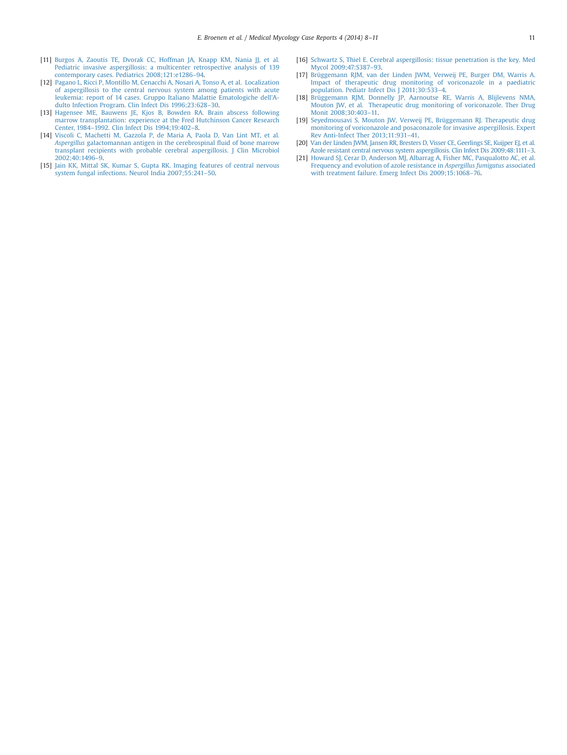[11] Burgos A, Zaoutis TE, Dvorak CC, Hoffman JA, Knapp KM, Nania JJ, et al. Pediatric invasive aspergillosis: a multicenter retrospective analysis of 139 contemporary cases. Pediatrics 2008;121:e1286–94.

[12] Pagano L, Ricci P, Montillo M, Cenacchi A, Nosari A, Tonso A, et al. Localization of aspergillosis to the central nervous system among patients with acute leukemia: report of 14 cases. Gruppo Italiano Malattie Ematologiche dell'Adulto Infection Program. Clin Infect Dis 1996;23:628–30.

[13] Hagensee ME, Bauwens JE, Kjos B, Bowden RA. Brain abscess following marrow transplantation: experience at the Fred Hutchinson Cancer Research Center, 1984–1992. Clin Infect Dis 1994;19:402–8.

[14] Viscoli C, Machetti M, Gazzola P, de Maria A, Paola D, Van Lint MT, et al. *Aspergillus* galactomannan antigen in the cerebrospinal fluid of bone marrow transplant recipients with probable cerebral aspergillosis. J Clin Microbiol 2002;40:1496–9.

[15] Jain KK, Mittal SK, Kumar S, Gupta RK. Imaging features of central nervous system fungal infections. Neurol India 2007;55:241–50.

[16] Schwartz S, Thiel E. Cerebral aspergillosis: tissue penetration is the key. Med Mycol 2009;47:S387–93.

[17] Brüggemann RJM, van der Linden JWM, Verweij PE, Burger DM, Warris A. Impact of therapeutic drug monitoring of voriconazole in a paediatric population. Pediatr Infect Dis J 2011;30:533–4.

[18] Brüggemann RJM, Donnelly JP, Aarnoutse RE, Warris A, Blijlevens NMA, Mouton JW, et al. Therapeutic drug monitoring of voriconazole. Ther Drug Monit 2008;30:403–11.

[19] Seyedmousavi S, Mouton JW, Verweij PE, Brüggemann RJ. Therapeutic drug monitoring of voriconazole and posaconazole for invasive aspergillosis. Expert Rev Anti-Infect Ther 2013;11:931–41.

[20] Van der Linden JWM, Jansen RR, Bresters D, Visser CE, Geerlings SE, Kuijper EJ, et al. Azole resistant central nervous system aspergillosis. Clin Infect Dis 2009;48:1111–3.

[21] Howard SJ, Cerar D, Anderson MJ, Albarrag A, Fisher MC, Pasqualotto AC, et al. Frequency and evolution of azole resistance in *Aspergillus fumigatus* associated with treatment failure. Emerg Infect Dis 2009;15:1068–76.